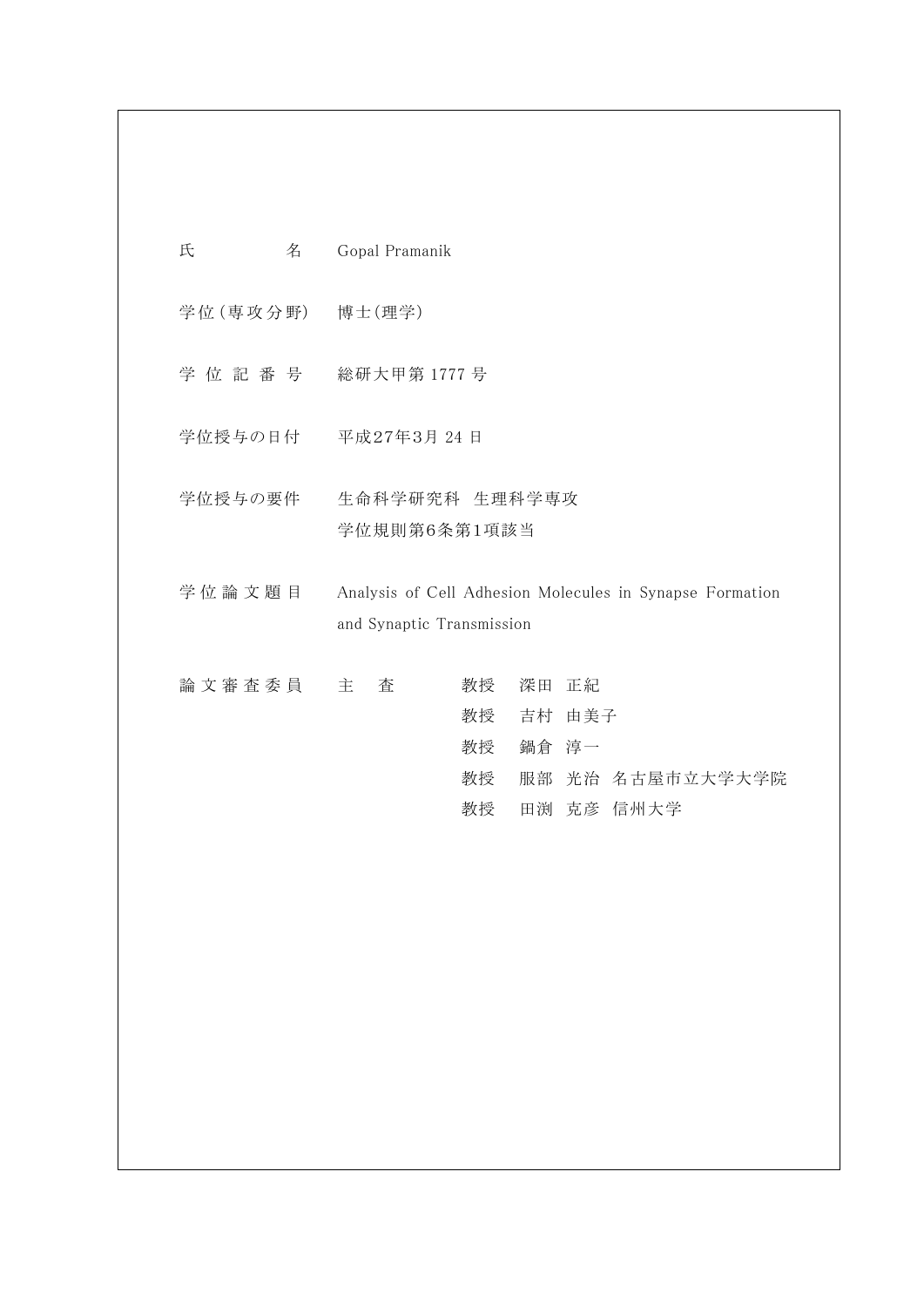| | |
|---|---|
| 氏　　　　名 | Gopal Pramanik |
| 学位(専攻分野) | 博士(理学) |
| 学 位 記 番 号 | 総研大甲第 1777 号 |
| 学位授与の日付 | 平成27年3月 24 日 |
| 学位授与の要件 | 生命科学研究科　生理科学専攻<br>学位規則第6条第1項該当 |
| 学 位 論 文 題 目 | Analysis of Cell Adhesion Molecules in Synapse Formation and Synaptic Transmission |
| 論 文 審 査 委 員 | 主　査　　教授　深田 正紀<br>教授　吉村 由美子<br>教授　鍋倉 淳一<br>教授　服部 光治　名古屋市立大学大学院<br>教授　田渕 克彦　信州大学 |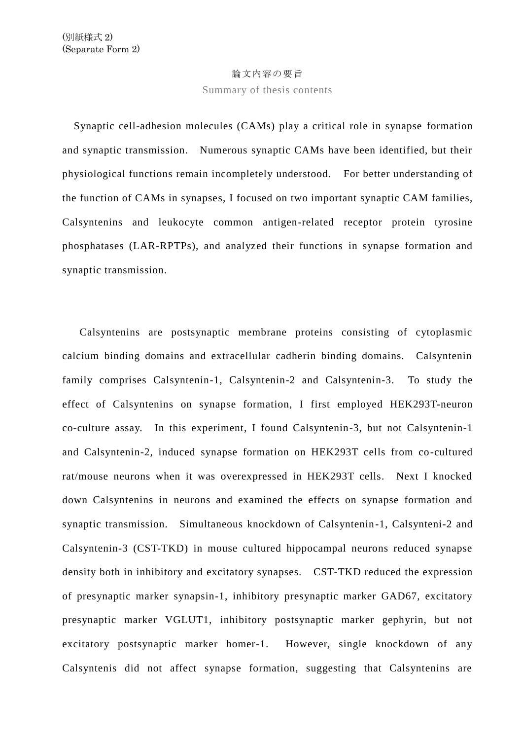(別紙様式 2)
(Separate Form 2)

論文内容の要旨

Summary of thesis contents

Synaptic cell-adhesion molecules (CAMs) play a critical role in synapse formation and synaptic transmission. Numerous synaptic CAMs have been identified, but their physiological functions remain incompletely understood. For better understanding of the function of CAMs in synapses, I focused on two important synaptic CAM families, Calsyntenins and leukocyte common antigen-related receptor protein tyrosine phosphatases (LAR-RPTPs), and analyzed their functions in synapse formation and synaptic transmission.

Calsyntenins are postsynaptic membrane proteins consisting of cytoplasmic calcium binding domains and extracellular cadherin binding domains. Calsyntenin family comprises Calsyntenin-1, Calsyntenin-2 and Calsyntenin-3. To study the effect of Calsyntenins on synapse formation, I first employed HEK293T-neuron co-culture assay. In this experiment, I found Calsyntenin-3, but not Calsyntenin-1 and Calsyntenin-2, induced synapse formation on HEK293T cells from co-cultured rat/mouse neurons when it was overexpressed in HEK293T cells. Next I knocked down Calsyntenins in neurons and examined the effects on synapse formation and synaptic transmission. Simultaneous knockdown of Calsyntenin-1, Calsynteni-2 and Calsyntenin-3 (CST-TKD) in mouse cultured hippocampal neurons reduced synapse density both in inhibitory and excitatory synapses. CST-TKD reduced the expression of presynaptic marker synapsin-1, inhibitory presynaptic marker GAD67, excitatory presynaptic marker VGLUT1, inhibitory postsynaptic marker gephyrin, but not excitatory postsynaptic marker homer-1. However, single knockdown of any Calsyntenis did not affect synapse formation, suggesting that Calsyntenins are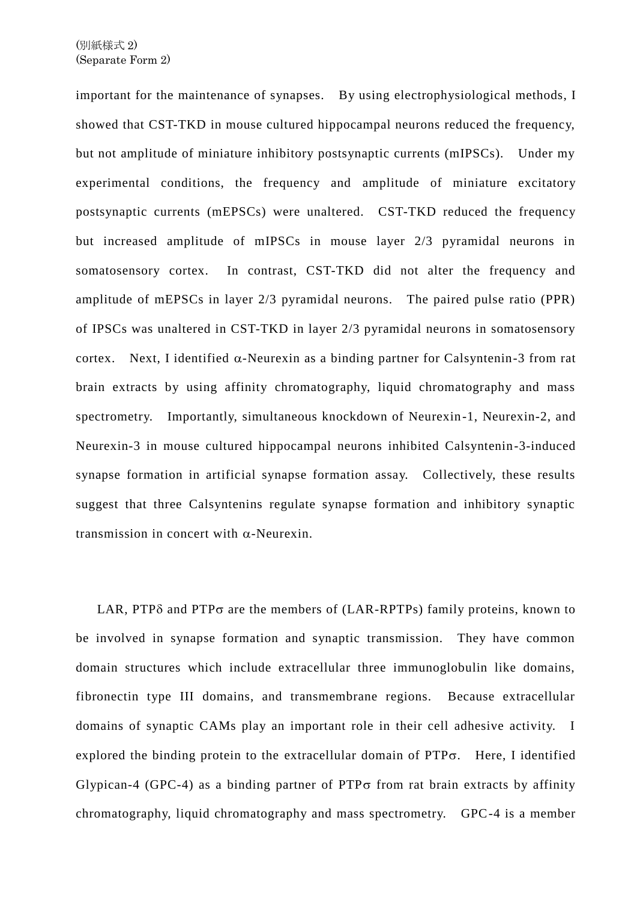important for the maintenance of synapses. By using electrophysiological methods, I showed that CST-TKD in mouse cultured hippocampal neurons reduced the frequency, but not amplitude of miniature inhibitory postsynaptic currents (mIPSCs). Under my experimental conditions, the frequency and amplitude of miniature excitatory postsynaptic currents (mEPSCs) were unaltered. CST-TKD reduced the frequency but increased amplitude of mIPSCs in mouse layer 2/3 pyramidal neurons in somatosensory cortex. In contrast, CST-TKD did not alter the frequency and amplitude of mEPSCs in layer 2/3 pyramidal neurons. The paired pulse ratio (PPR) of IPSCs was unaltered in CST-TKD in layer 2/3 pyramidal neurons in somatosensory cortex. Next, I identified α-Neurexin as a binding partner for Calsyntenin-3 from rat brain extracts by using affinity chromatography, liquid chromatography and mass spectrometry. Importantly, simultaneous knockdown of Neurexin-1, Neurexin-2, and Neurexin-3 in mouse cultured hippocampal neurons inhibited Calsyntenin-3-induced synapse formation in artificial synapse formation assay. Collectively, these results suggest that three Calsyntenins regulate synapse formation and inhibitory synaptic transmission in concert with α-Neurexin.

LAR, PTPδ and PTPσ are the members of (LAR-RPTPs) family proteins, known to be involved in synapse formation and synaptic transmission. They have common domain structures which include extracellular three immunoglobulin like domains, fibronectin type III domains, and transmembrane regions. Because extracellular domains of synaptic CAMs play an important role in their cell adhesive activity. I explored the binding protein to the extracellular domain of PTPσ. Here, I identified Glypican-4 (GPC-4) as a binding partner of PTPσ from rat brain extracts by affinity chromatography, liquid chromatography and mass spectrometry. GPC-4 is a member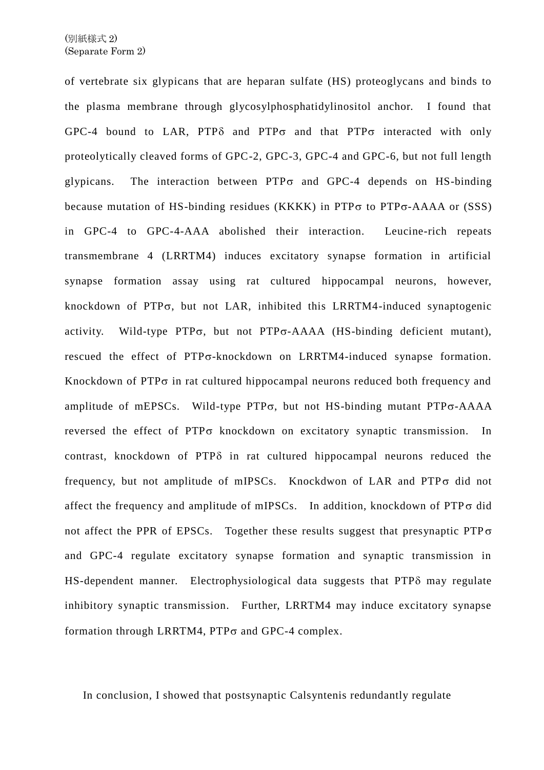of vertebrate six glypicans that are heparan sulfate (HS) proteoglycans and binds to the plasma membrane through glycosylphosphatidylinositol anchor. I found that GPC-4 bound to LAR, PTPδ and PTPσ and that PTPσ interacted with only proteolytically cleaved forms of GPC-2, GPC-3, GPC-4 and GPC-6, but not full length glypicans. The interaction between PTPσ and GPC-4 depends on HS-binding because mutation of HS-binding residues (KKKK) in PTPσ to PTPσ-AAAA or (SSS) in GPC-4 to GPC-4-AAA abolished their interaction. Leucine-rich repeats transmembrane 4 (LRRTM4) induces excitatory synapse formation in artificial synapse formation assay using rat cultured hippocampal neurons, however, knockdown of PTPσ, but not LAR, inhibited this LRRTM4-induced synaptogenic activity. Wild-type PTPσ, but not PTPσ-AAAA (HS-binding deficient mutant), rescued the effect of PTPσ-knockdown on LRRTM4-induced synapse formation. Knockdown of PTPσ in rat cultured hippocampal neurons reduced both frequency and amplitude of mEPSCs. Wild-type PTPσ, but not HS-binding mutant PTPσ-AAAA reversed the effect of PTPσ knockdown on excitatory synaptic transmission. In contrast, knockdown of PTPδ in rat cultured hippocampal neurons reduced the frequency, but not amplitude of mIPSCs. Knockdwon of LAR and PTPσ did not affect the frequency and amplitude of mIPSCs. In addition, knockdown of PTPσ did not affect the PPR of EPSCs. Together these results suggest that presynaptic PTPσ and GPC-4 regulate excitatory synapse formation and synaptic transmission in HS-dependent manner. Electrophysiological data suggests that PTPδ may regulate inhibitory synaptic transmission. Further, LRRTM4 may induce excitatory synapse formation through LRRTM4, PTPσ and GPC-4 complex.

In conclusion, I showed that postsynaptic Calsyntenis redundantly regulate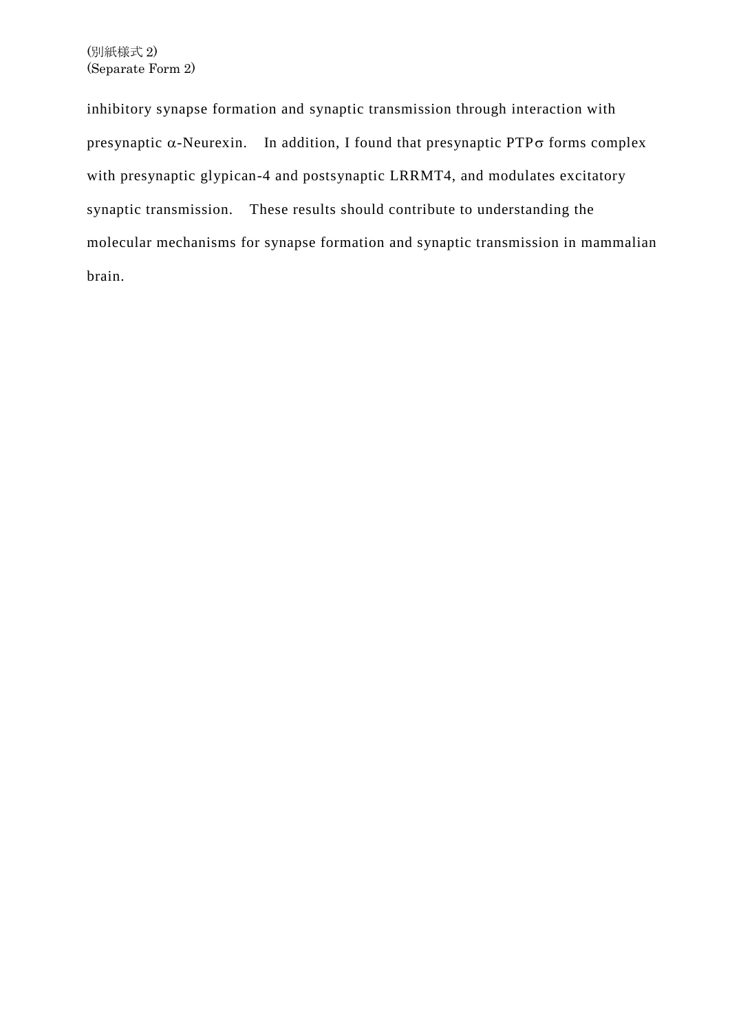(別紙様式 2)
(Separate Form 2)

inhibitory synapse formation and synaptic transmission through interaction with presynaptic $\alpha$-Neurexin. In addition, I found that presynaptic PTP$\sigma$ forms complex with presynaptic glypican-4 and postsynaptic LRRMT4, and modulates excitatory synaptic transmission. These results should contribute to understanding the molecular mechanisms for synapse formation and synaptic transmission in mammalian brain.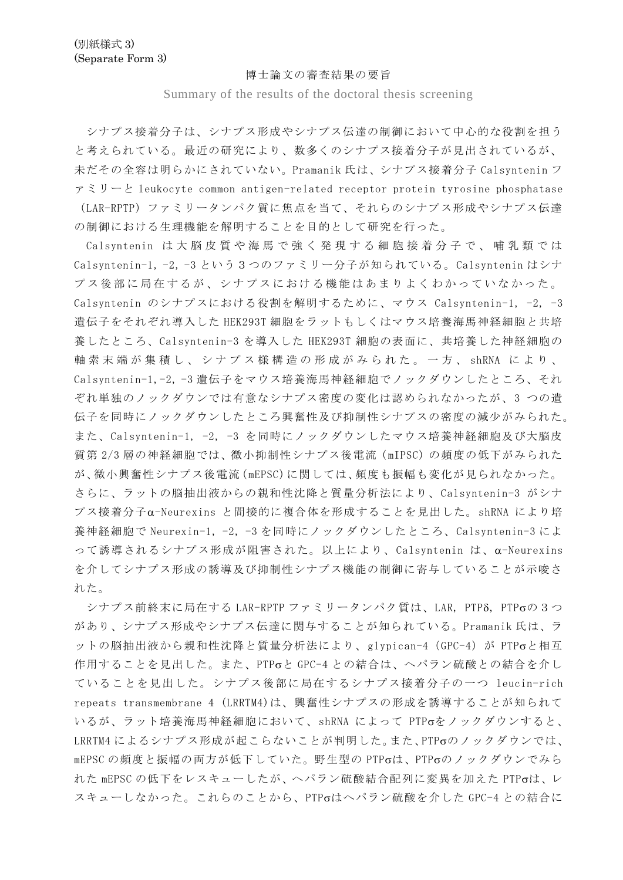(別紙様式 3)
(Separate Form 3)

# 博士論文の審査結果の要旨

Summary of the results of the doctoral thesis screening

シナプス接着分子は、シナプス形成やシナプス伝達の制御において中心的な役割を担うと考えられている。最近の研究により、数多くのシナプス接着分子が見出されているが、未だその全容は明らかにされていない。Pramanik 氏は、シナプス接着分子 Calsyntenin ファミリーと leukocyte common antigen-related receptor protein tyrosine phosphatase (LAR-RPTP) ファミリータンパク質に焦点を当て、それらのシナプス形成やシナプス伝達の制御における生理機能を解明することを目的として研究を行った。

Calsyntenin は大脳皮質や海馬で強く発現する細胞接着分子で、哺乳類では Calsyntenin-1, -2, -3 という 3 つのファミリー分子が知られている。Calsyntenin はシナプス後部に局在するが、シナプスにおける機能はあまりよくわかっていなかった。Calsyntenin のシナプスにおける役割を解明するために、マウス Calsyntenin-1, -2, -3 遺伝子をそれぞれ導入した HEK293T 細胞をラットもしくはマウス培養海馬神経細胞と共培養したところ、Calsyntenin-3 を導入した HEK293T 細胞の表面に、共培養した神経細胞の軸索末端が集積し、シナプス様構造の形成がみられた。一方、shRNA により、Calsyntenin-1,-2,-3 遺伝子をマウス培養海馬神経細胞でノックダウンしたところ、それぞれ単独のノックダウンでは有意なシナプス密度の変化は認められなかったが、3 つの遺伝子を同時にノックダウンしたところ興奮性及び抑制性シナプスの密度の減少がみられた。また、Calsyntenin-1, -2, -3 を同時にノックダウンしたマウス培養神経細胞及び大脳皮質第 2/3 層の神経細胞では、微小抑制性シナプス後電流 (mIPSC) の頻度の低下がみられたが、微小興奮性シナプス後電流 (mEPSC) に関しては、頻度も振幅も変化が見られなかった。さらに、ラットの脳抽出液からの親和性沈降と質量分析法により、Calsyntenin-3 がシナプス接着分子α-Neurexins と間接的に複合体を形成することを見出した。shRNA により培養神経細胞で Neurexin-1, -2, -3 を同時にノックダウンしたところ、Calsyntenin-3 によって誘導されるシナプス形成が阻害された。以上により、Calsyntenin は、α-Neurexins を介してシナプス形成の誘導及び抑制性シナプス機能の制御に寄与していることが示唆された。

シナプス前終末に局在する LAR-RPTP ファミリータンパク質は、LAR, PTPδ, PTPσの 3 つがあり、シナプス形成やシナプス伝達に関与することが知られている。Pramanik 氏は、ラットの脳抽出液から親和性沈降と質量分析法により、glypican-4 (GPC-4) が PTPσと相互作用することを見出した。また、PTPσと GPC-4 との結合は、ヘパラン硫酸との結合を介していることを見出した。シナプス後部に局在するシナプス接着分子の一つ leucin-rich repeats transmembrane 4 (LRRTM4) は、興奮性シナプスの形成を誘導することが知られているが、ラット培養海馬神経細胞において、shRNA によって PTPσをノックダウンすると、LRRTM4 によるシナプス形成が起こらないことが判明した。また、PTPσのノックダウンでは、mEPSC の頻度と振幅の両方が低下していた。野生型の PTPσは、PTPσのノックダウンでみられた mEPSC の低下をレスキューしたが、ヘパラン硫酸結合配列に変異を加えた PTPσは、レスキューしなかった。これらのことから、PTPσはヘパラン硫酸を介した GPC-4 との結合に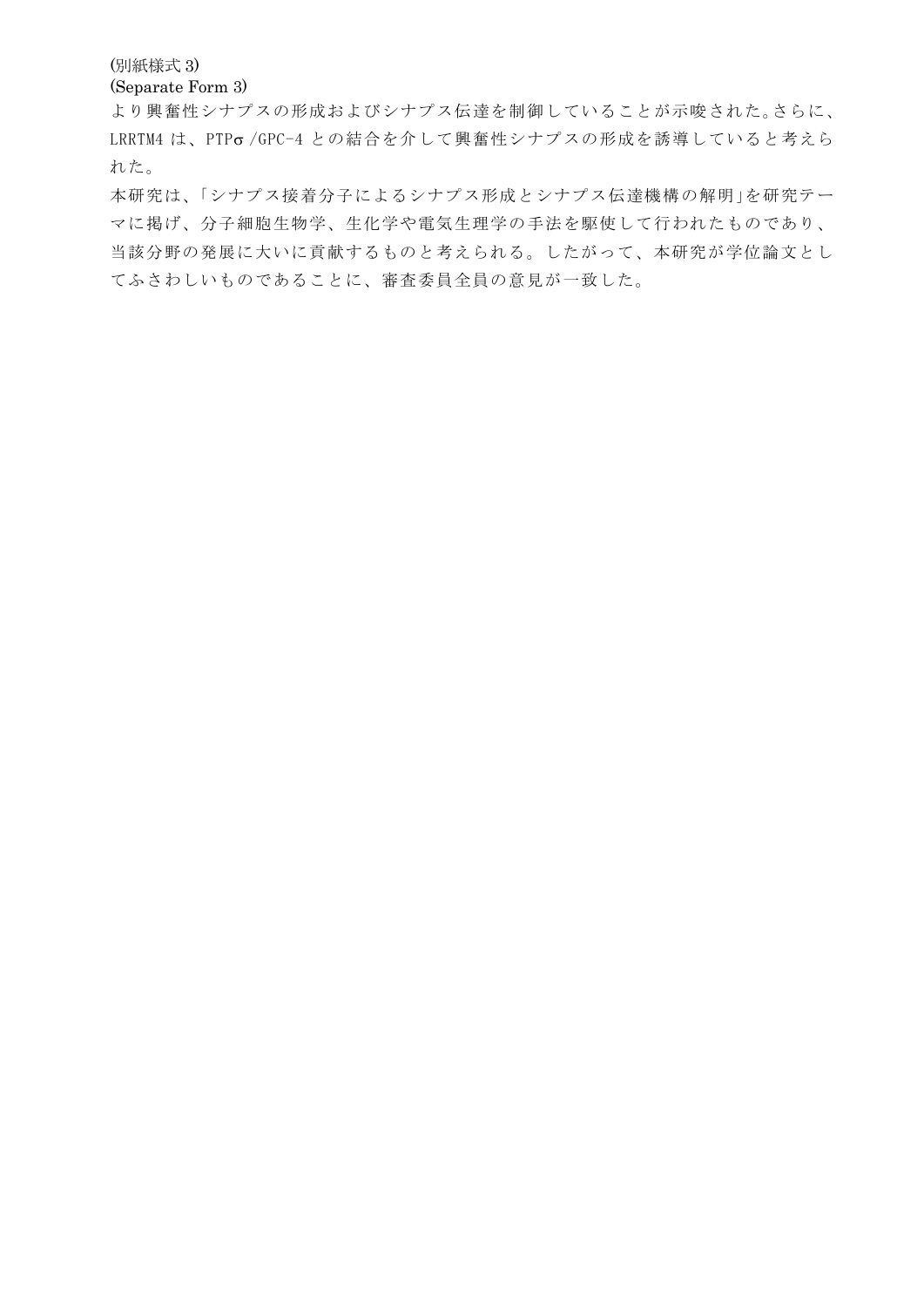(別紙様式 3)
(Separate Form 3)

より興奮性シナプスの形成およびシナプス伝達を制御していることが示唆された。さらに、LRRTM4 は、PTPσ /GPC-4 との結合を介して興奮性シナプスの形成を誘導していると考えられた。

本研究は、「シナプス接着分子によるシナプス形成とシナプス伝達機構の解明」を研究テーマに掲げ、分子細胞生物学、生化学や電気生理学の手法を駆使して行われたものであり、当該分野の発展に大いに貢献するものと考えられる。したがって、本研究が学位論文としてふさわしいものであることに、審査委員全員の意見が一致した。